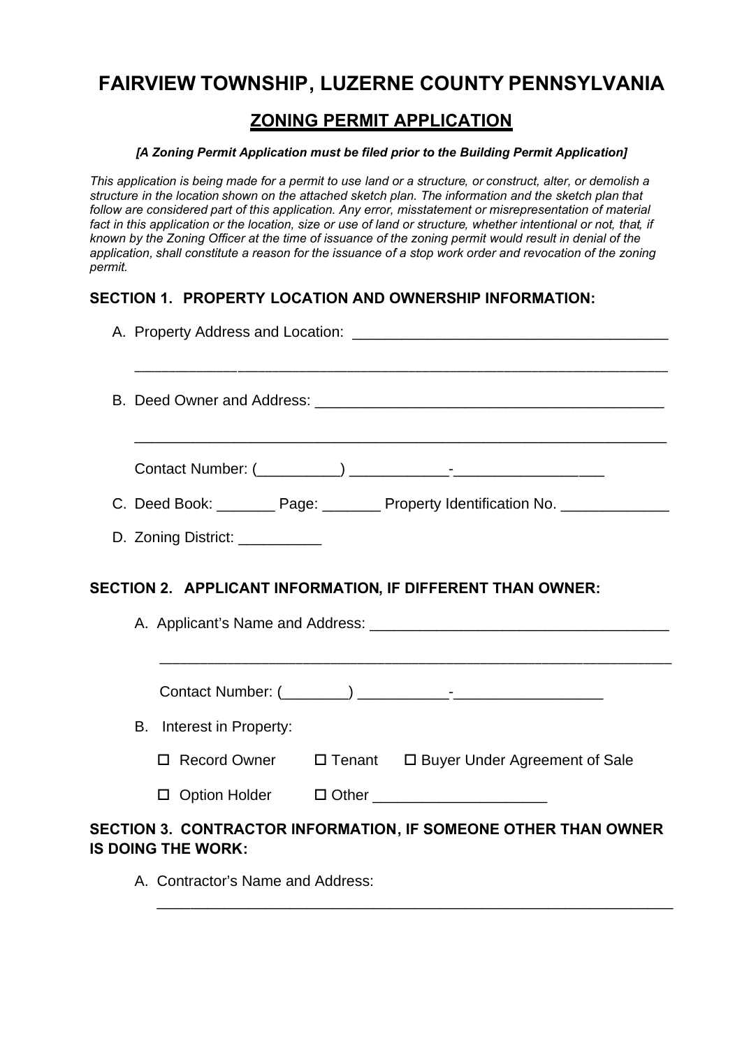# FAIRVIEW TOWNSHIP, LUZERNE COUNTY PENNSYLVANIA

## ZONING PERMIT APPLICATION

***[A Zoning Permit Application must be filed prior to the Building Permit Application]***

*This application is being made for a permit to use land or a structure, or construct, alter, or demolish a structure in the location shown on the attached sketch plan. The information and the sketch plan that follow are considered part of this application. Any error, misstatement or misrepresentation of material fact in this application or the location, size or use of land or structure, whether intentional or not, that, if known by the Zoning Officer at the time of issuance of the zoning permit would result in denial of the application, shall constitute a reason for the issuance of a stop work order and revocation of the zoning permit.*

### SECTION 1. PROPERTY LOCATION AND OWNERSHIP INFORMATION:

A. Property Address and Location: ______________________________________

______________________________________________________________

B. Deed Owner and Address: __________________________________________

______________________________________________________________

Contact Number: (__________) ___________-__________________

C. Deed Book: _______ Page: _______ Property Identification No. _____________

D. Zoning District: __________

### SECTION 2. APPLICANT INFORMATION, IF DIFFERENT THAN OWNER:

A. Applicant's Name and Address: ____________________________________

______________________________________________________________

Contact Number: (________) ___________-__________________

B. Interest in Property:

☐ Record Owner ☐ Tenant ☐ Buyer Under Agreement of Sale

☐ Option Holder ☐ Other _____________________

### SECTION 3. CONTRACTOR INFORMATION, IF SOMEONE OTHER THAN OWNER IS DOING THE WORK:

A. Contractor's Name and Address:

______________________________________________________________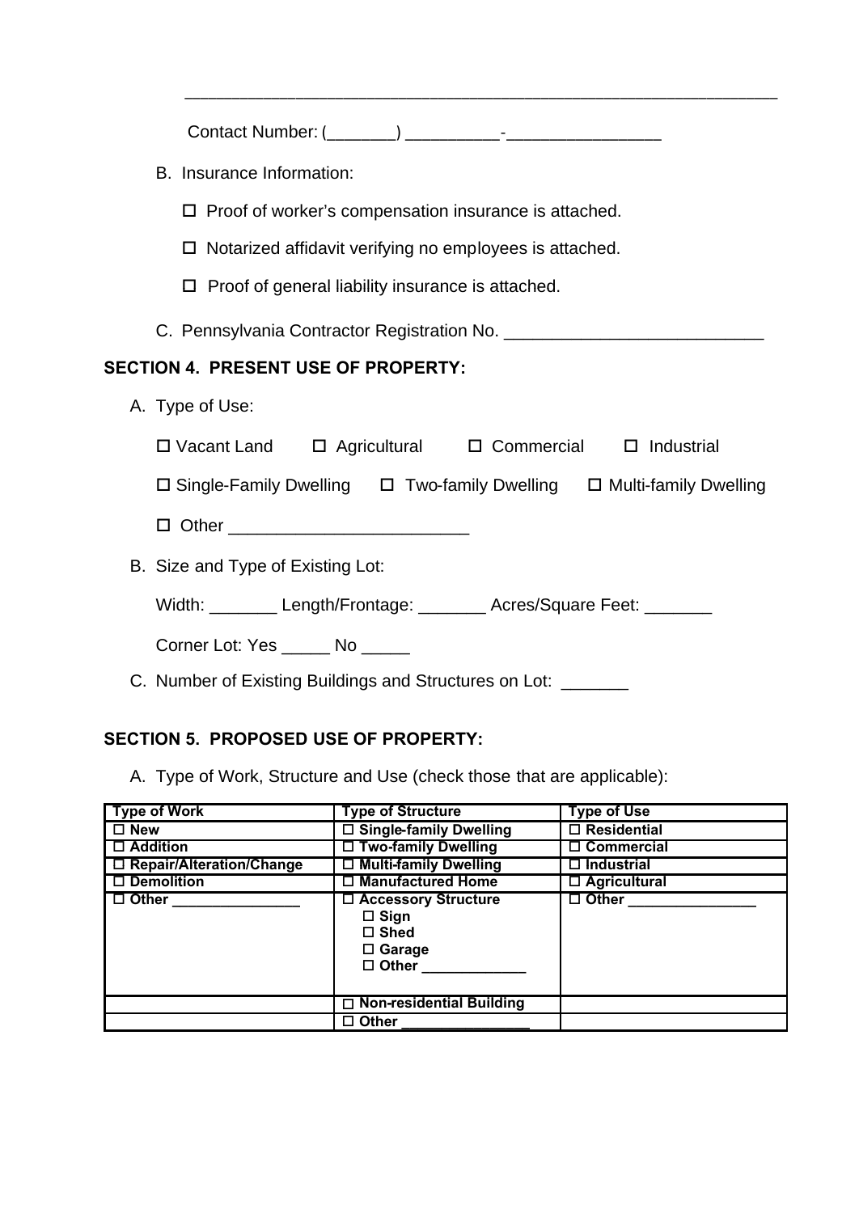______________________________________________________________

Contact Number: (_______) __________-________________

B. Insurance Information:

☐ Proof of worker's compensation insurance is attached.

☐ Notarized affidavit verifying no employees is attached.

☐ Proof of general liability insurance is attached.

C. Pennsylvania Contractor Registration No. ___________________________

## SECTION 4. PRESENT USE OF PROPERTY:

A. Type of Use:

☐ Vacant Land ☐ Agricultural ☐ Commercial ☐ Industrial

☐ Single-Family Dwelling ☐ Two-family Dwelling ☐ Multi-family Dwelling

☐ Other _________________________

B. Size and Type of Existing Lot:

Width: _______ Length/Frontage: _______ Acres/Square Feet: _______

Corner Lot: Yes _____ No _____

C. Number of Existing Buildings and Structures on Lot: _______

## SECTION 5. PROPOSED USE OF PROPERTY:

A. Type of Work, Structure and Use (check those that are applicable):

| Type of Work | Type of Structure | Type of Use |
|---|---|---|
| ☐ New | ☐ Single-family Dwelling | ☐ Residential |
| ☐ Addition | ☐ Two-family Dwelling | ☐ Commercial |
| ☐ Repair/Alteration/Change | ☐ Multi-family Dwelling | ☐ Industrial |
| ☐ Demolition | ☐ Manufactured Home | ☐ Agricultural |
| ☐ Other _______________ | ☐ Accessory Structure<br>☐ Sign<br>☐ Shed<br>☐ Garage<br>☐ Other _____________ | ☐ Other _______________ |
| | ☐ Non-residential Building | |
| | ☐ Other _______________ | |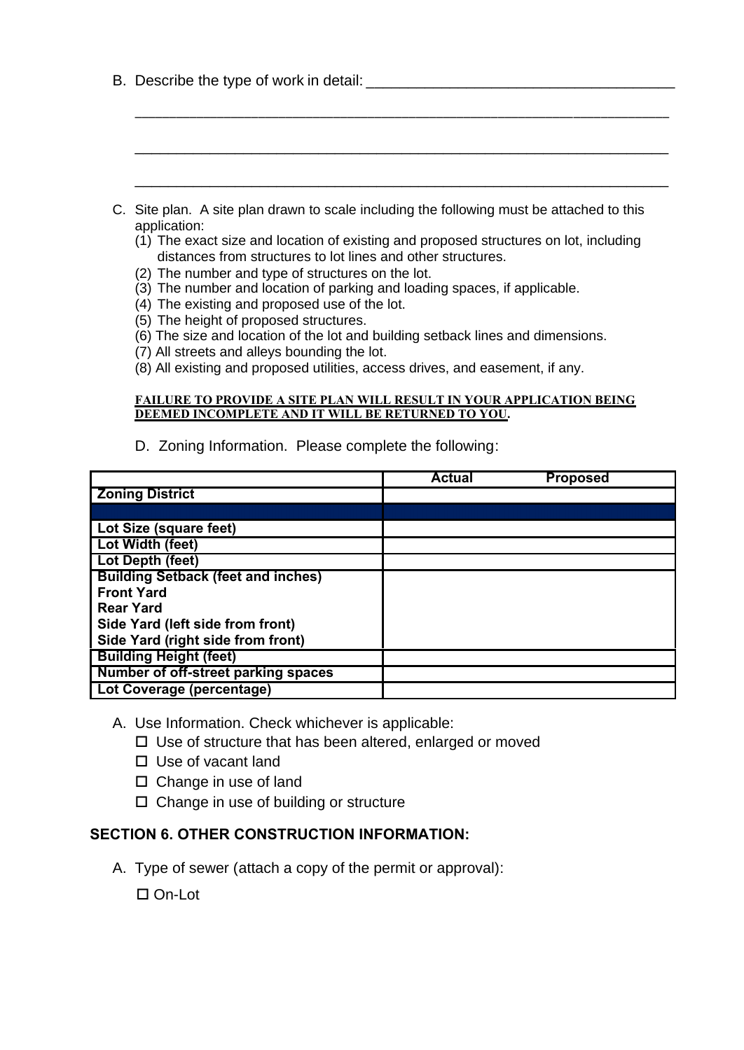B. Describe the type of work in detail: ______________________________________

_________________________________________________________________

_________________________________________________________________

_________________________________________________________________

C. Site plan. A site plan drawn to scale including the following must be attached to this application:
   (1) The exact size and location of existing and proposed structures on lot, including distances from structures to lot lines and other structures.
   (2) The number and type of structures on the lot.
   (3) The number and location of parking and loading spaces, if applicable.
   (4) The existing and proposed use of the lot.
   (5) The height of proposed structures.
   (6) The size and location of the lot and building setback lines and dimensions.
   (7) All streets and alleys bounding the lot.
   (8) All existing and proposed utilities, access drives, and easement, if any.

**FAILURE TO PROVIDE A SITE PLAN WILL RESULT IN YOUR APPLICATION BEING DEEMED INCOMPLETE AND IT WILL BE RETURNED TO YOU.**

D. Zoning Information. Please complete the following:

| | Actual Proposed |
|---|---|
| **Zoning District** | |
| | |
| **Lot Size (square feet)** | |
| **Lot Width (feet)** | |
| **Lot Depth (feet)** | |
| **Building Setback (feet and inches)**<br>**Front Yard**<br>**Rear Yard**<br>**Side Yard (left side from front)**<br>**Side Yard (right side from front)** | |
| **Building Height (feet)** | |
| **Number of off-street parking spaces** | |
| **Lot Coverage (percentage)** | |

A. Use Information. Check whichever is applicable:
- ☐ Use of structure that has been altered, enlarged or moved
- ☐ Use of vacant land
- ☐ Change in use of land
- ☐ Change in use of building or structure

## SECTION 6. OTHER CONSTRUCTION INFORMATION:

A. Type of sewer (attach a copy of the permit or approval):

☐ On-Lot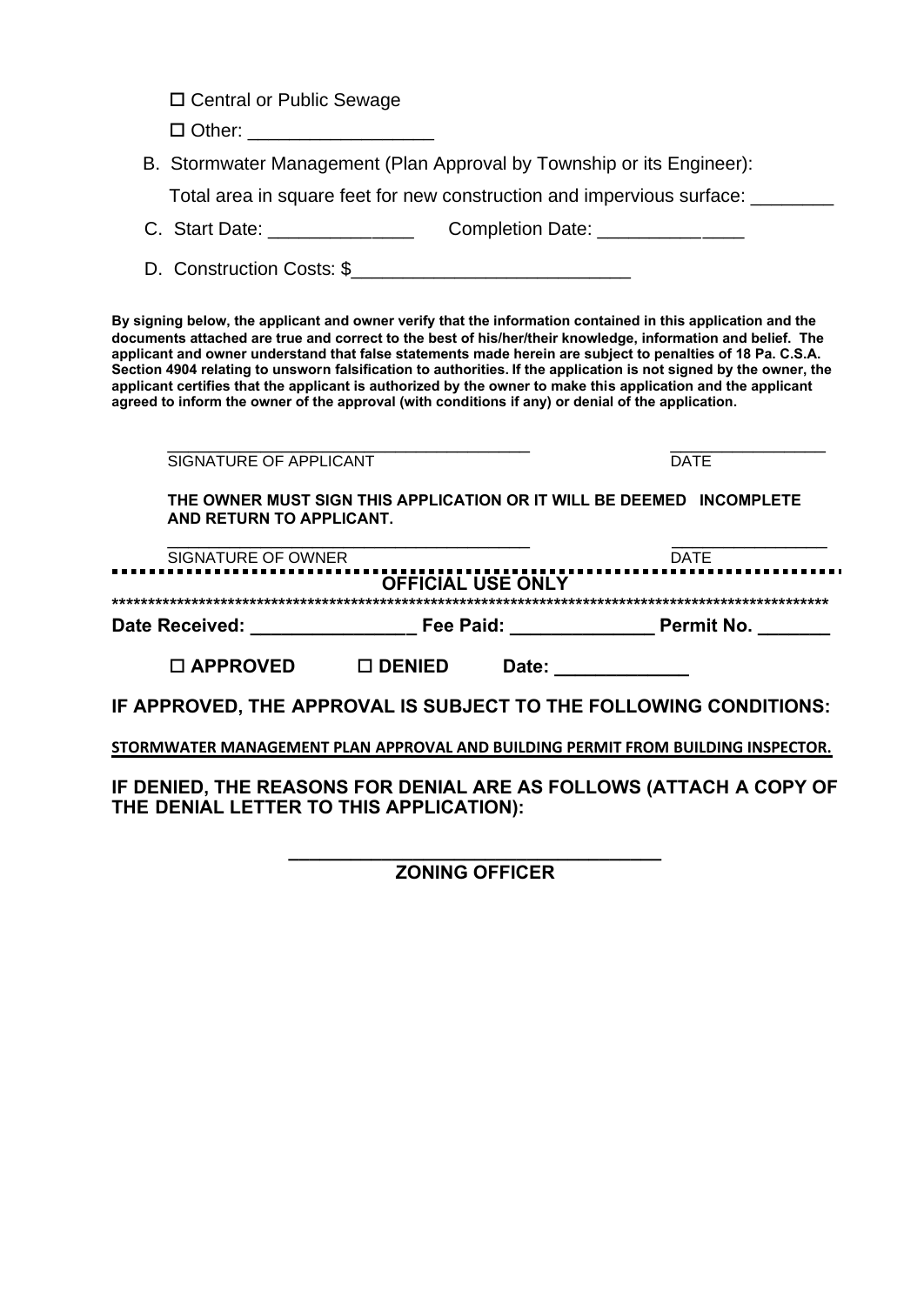☐ Central or Public Sewage

☐ Other: \_\_\_\_\_\_\_\_\_\_\_\_\_\_\_\_\_\_

B. Stormwater Management (Plan Approval by Township or its Engineer):

Total area in square feet for new construction and impervious surface: \_\_\_\_\_\_\_\_

C. Start Date: \_\_\_\_\_\_\_\_\_\_\_\_\_\_ Completion Date: \_\_\_\_\_\_\_\_\_\_\_\_\_\_

D. Construction Costs: $\_\_\_\_\_\_\_\_\_\_\_\_\_\_\_\_\_\_\_\_\_\_\_\_\_\_\_

**By signing below, the applicant and owner verify that the information contained in this application and the documents attached are true and correct to the best of his/her/their knowledge, information and belief. The applicant and owner understand that false statements made herein are subject to penalties of 18 Pa. C.S.A. Section 4904 relating to unsworn falsification to authorities. If the application is not signed by the owner, the applicant certifies that the applicant is authorized by the owner to make this application and the applicant agreed to inform the owner of the approval (with conditions if any) or denial of the application.**

\_\_\_\_\_\_\_\_\_\_\_\_\_\_\_\_\_\_\_\_\_\_\_\_\_\_\_\_\_\_\_\_\_\_\_\_\_\_\_ \_\_\_\_\_\_\_\_\_\_\_\_\_\_\_\_\_
SIGNATURE OF APPLICANT DATE

**THE OWNER MUST SIGN THIS APPLICATION OR IT WILL BE DEEMED INCOMPLETE AND RETURN TO APPLICANT.**

\_\_\_\_\_\_\_\_\_\_\_\_\_\_\_\_\_\_\_\_\_\_\_\_\_\_\_\_\_\_\_\_\_\_\_\_\_\_\_ \_\_\_\_\_\_\_\_\_\_\_\_\_\_\_\_\_
SIGNATURE OF OWNER DATE

## OFFICIAL USE ONLY

****************************************************************************************************

**Date Received: \_\_\_\_\_\_\_\_\_\_\_\_\_\_\_\_ Fee Paid: \_\_\_\_\_\_\_\_\_\_\_\_\_\_ Permit No. \_\_\_\_\_\_\_**

**☐ APPROVED ☐ DENIED Date: \_\_\_\_\_\_\_\_\_\_\_\_\_**

**IF APPROVED, THE APPROVAL IS SUBJECT TO THE FOLLOWING CONDITIONS:**

**STORMWATER MANAGEMENT PLAN APPROVAL AND BUILDING PERMIT FROM BUILDING INSPECTOR.**

**IF DENIED, THE REASONS FOR DENIAL ARE AS FOLLOWS (ATTACH A COPY OF THE DENIAL LETTER TO THIS APPLICATION):**

\_\_\_\_\_\_\_\_\_\_\_\_\_\_\_\_\_\_\_\_\_\_\_\_\_\_\_\_\_\_\_\_\_\_\_\_\_\_\_
**ZONING OFFICER**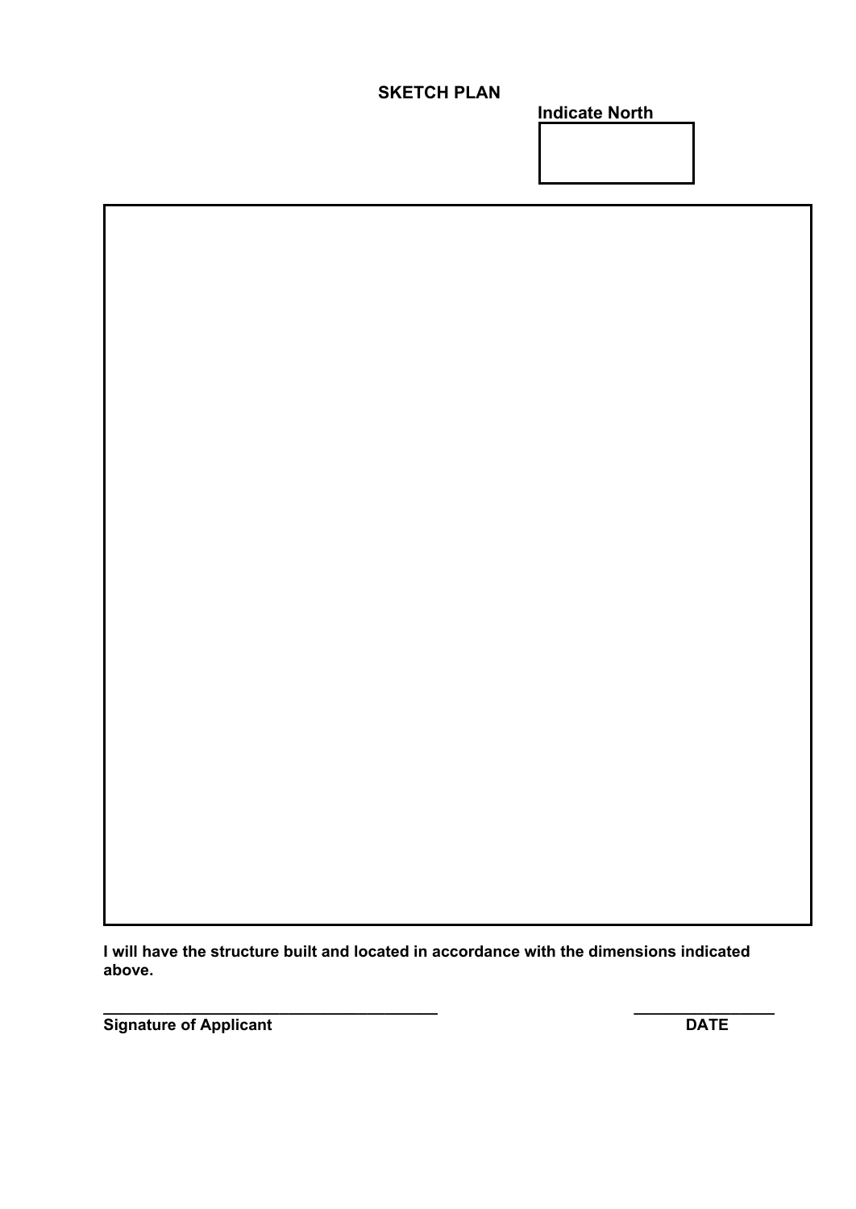**SKETCH PLAN**

**Indicate North**

**I will have the structure built and located in accordance with the dimensions indicated above.**

\_\_\_\_\_\_\_\_\_\_\_\_\_\_\_\_\_\_\_\_\_\_\_\_\_\_\_\_\_\_\_\_\_\_\_\_\_\_\_\_ &nbsp;&nbsp;&nbsp;&nbsp; \_\_\_\_\_\_\_\_\_\_\_\_\_\_\_\_\_\_

**Signature of Applicant** &nbsp;&nbsp;&nbsp;&nbsp; **DATE**